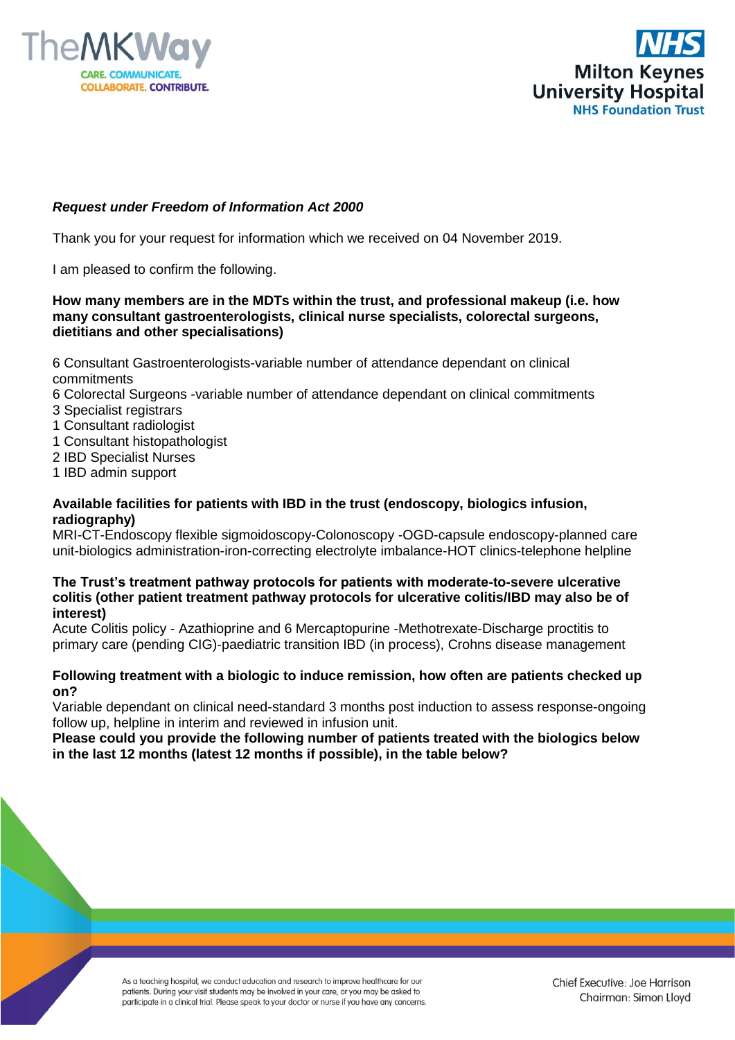***Request under Freedom of Information Act 2000***

Thank you for your request for information which we received on 04 November 2019.

I am pleased to confirm the following.

**How many members are in the MDTs within the trust, and professional makeup (i.e. how many consultant gastroenterologists, clinical nurse specialists, colorectal surgeons, dietitians and other specialisations)**

6 Consultant Gastroenterologists-variable number of attendance dependant on clinical commitments
6 Colorectal Surgeons -variable number of attendance dependant on clinical commitments
3 Specialist registrars
1 Consultant radiologist
1 Consultant histopathologist
2 IBD Specialist Nurses
1 IBD admin support

**Available facilities for patients with IBD in the trust (endoscopy, biologics infusion, radiography)**
MRI-CT-Endoscopy flexible sigmoidoscopy-Colonoscopy -OGD-capsule endoscopy-planned care unit-biologics administration-iron-correcting electrolyte imbalance-HOT clinics-telephone helpline

**The Trust's treatment pathway protocols for patients with moderate-to-severe ulcerative colitis (other patient treatment pathway protocols for ulcerative colitis/IBD may also be of interest)**
Acute Colitis policy - Azathioprine and 6 Mercaptopurine -Methotrexate-Discharge proctitis to primary care (pending CIG)-paediatric transition IBD (in process), Crohns disease management

**Following treatment with a biologic to induce remission, how often are patients checked up on?**
Variable dependant on clinical need-standard 3 months post induction to assess response-ongoing follow up, helpline in interim and reviewed in infusion unit.
**Please could you provide the following number of patients treated with the biologics below in the last 12 months (latest 12 months if possible), in the table below?**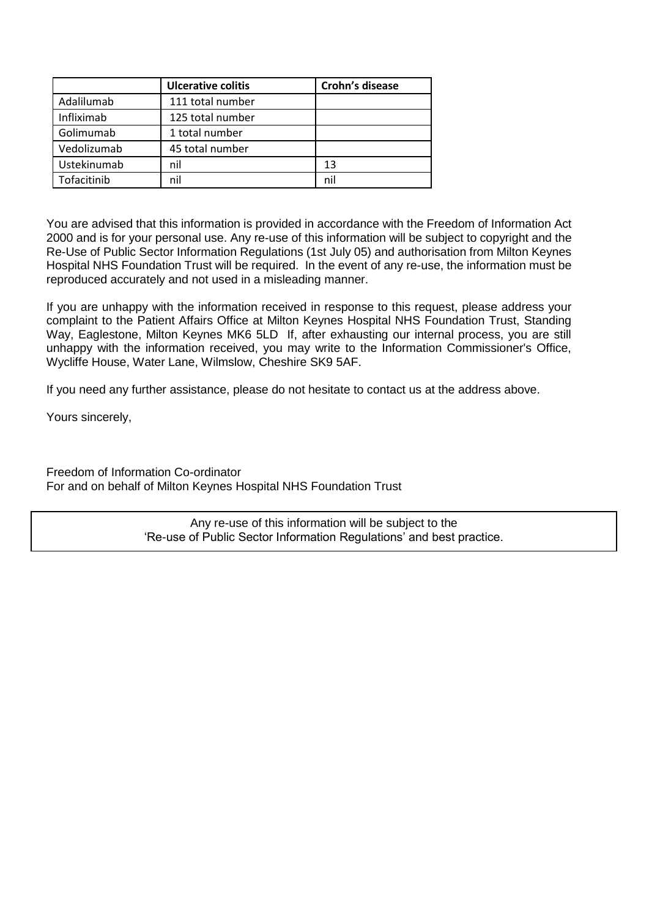| | Ulcerative colitis | Crohn's disease |
|---|---|---|
| Adalilumab | 111 total number | |
| Infliximab | 125 total number | |
| Golimumab | 1 total number | |
| Vedolizumab | 45 total number | |
| Ustekinumab | nil | 13 |
| Tofacitinib | nil | nil |

You are advised that this information is provided in accordance with the Freedom of Information Act 2000 and is for your personal use. Any re-use of this information will be subject to copyright and the Re-Use of Public Sector Information Regulations (1st July 05) and authorisation from Milton Keynes Hospital NHS Foundation Trust will be required. In the event of any re-use, the information must be reproduced accurately and not used in a misleading manner.

If you are unhappy with the information received in response to this request, please address your complaint to the Patient Affairs Office at Milton Keynes Hospital NHS Foundation Trust, Standing Way, Eaglestone, Milton Keynes MK6 5LD If, after exhausting our internal process, you are still unhappy with the information received, you may write to the Information Commissioner's Office, Wycliffe House, Water Lane, Wilmslow, Cheshire SK9 5AF.

If you need any further assistance, please do not hesitate to contact us at the address above.

Yours sincerely,

Freedom of Information Co-ordinator
For and on behalf of Milton Keynes Hospital NHS Foundation Trust

Any re-use of this information will be subject to the
'Re-use of Public Sector Information Regulations' and best practice.